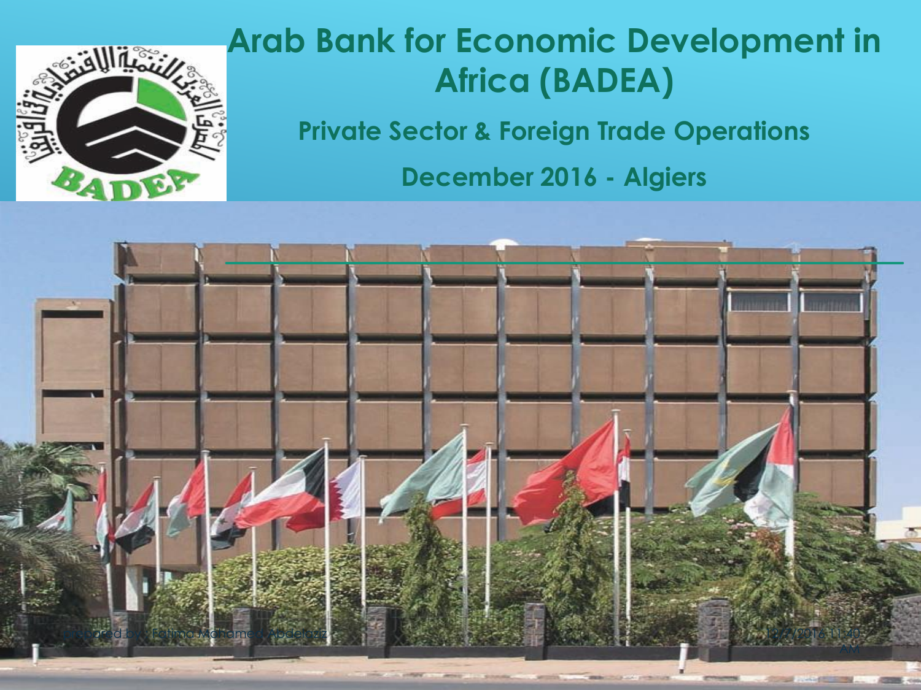# Arab Bank for Economic Development in Africa (BADEA)

## Private Sector & Foreign Trade Operations

## December 2016 - Algiers

Prepared by : Fatima Mohamed Abdelaziz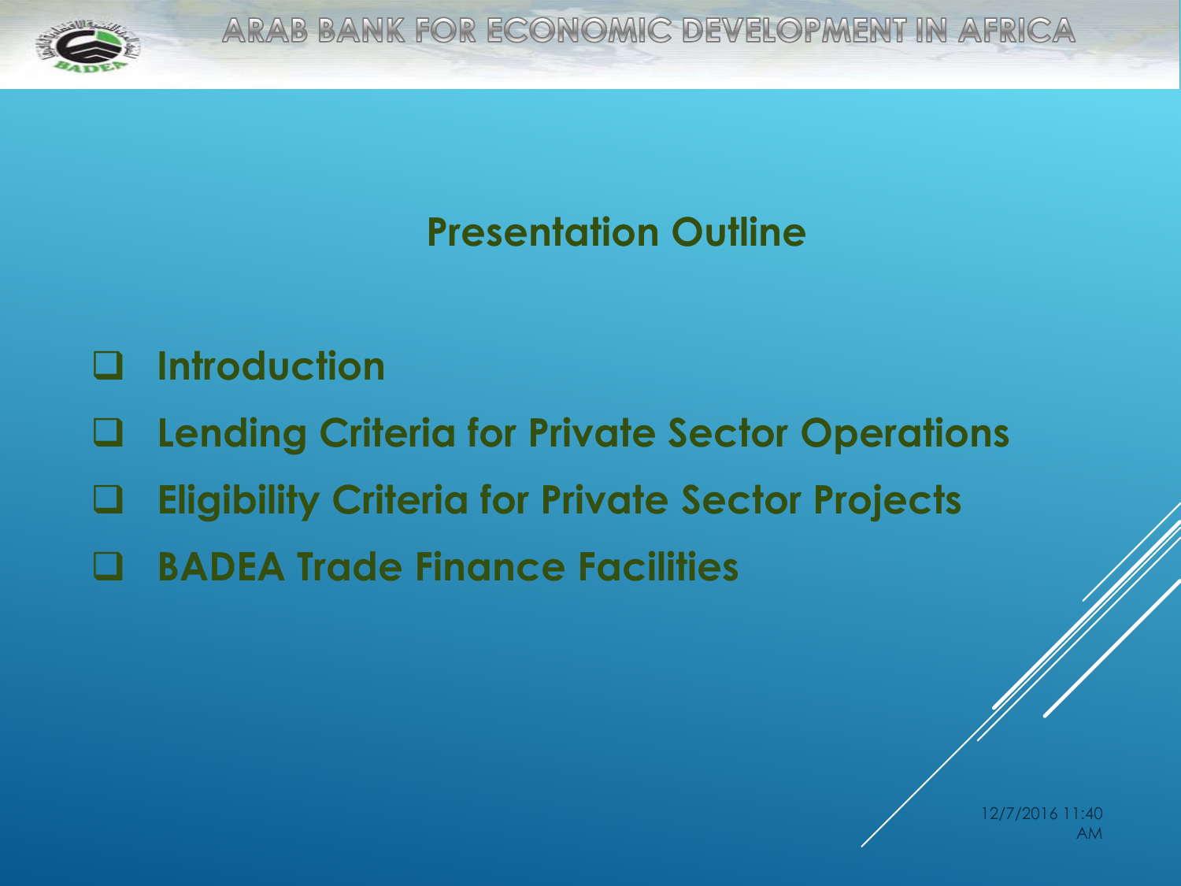## Presentation Outline

- Introduction
- Lending Criteria for Private Sector Operations
- Eligibility Criteria for Private Sector Projects
- BADEA Trade Finance Facilities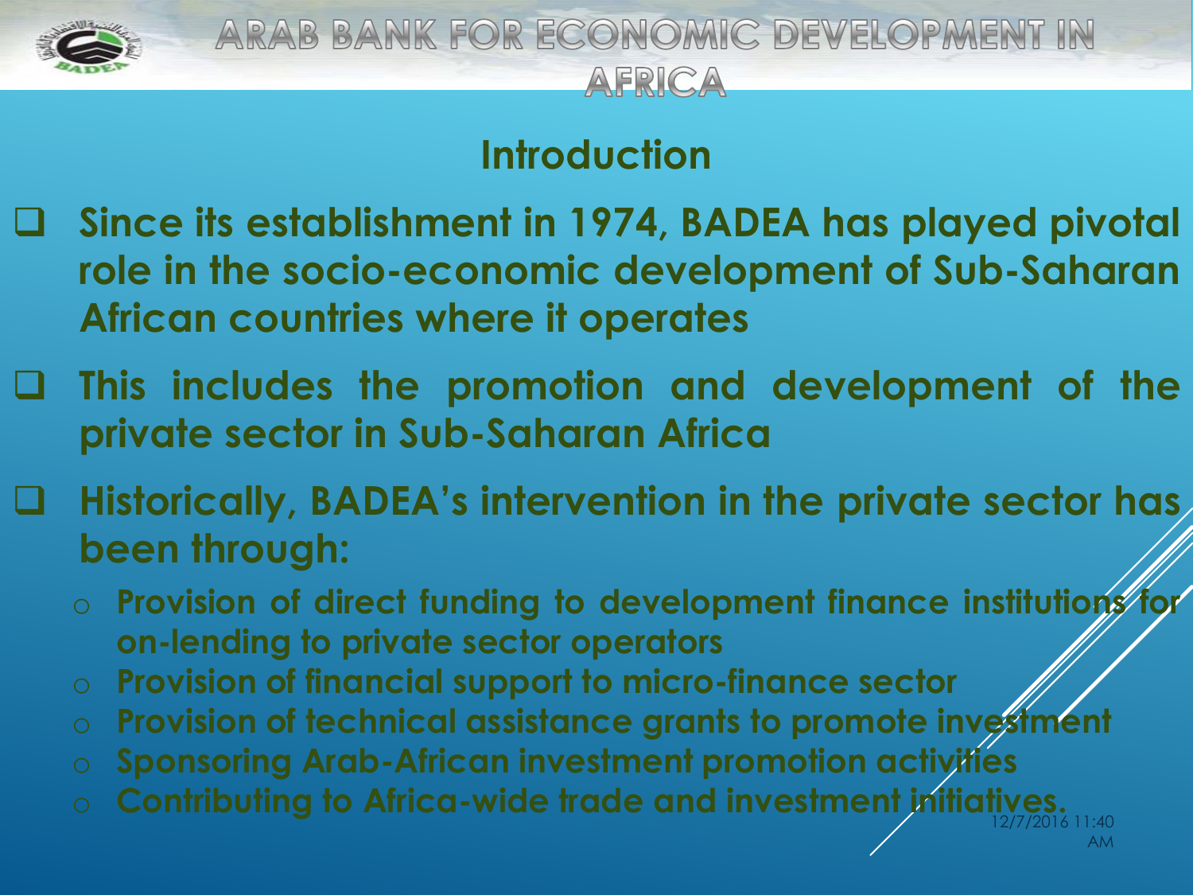# ARAB BANK FOR ECONOMIC DEVELOPMENT IN AFRICA

## Introduction

- **Since its establishment in 1974, BADEA has played pivotal role in the socio-economic development of Sub-Saharan African countries where it operates**
- **This includes the promotion and development of the private sector in Sub-Saharan Africa**
- **Historically, BADEA's intervention in the private sector has been through:**
  - **Provision of direct funding to development finance institutions for on-lending to private sector operators**
  - **Provision of financial support to micro-finance sector**
  - **Provision of technical assistance grants to promote investment**
  - **Sponsoring Arab-African investment promotion activities**
  - **Contributing to Africa-wide trade and investment initiatives.**

12/7/2016 11:40 AM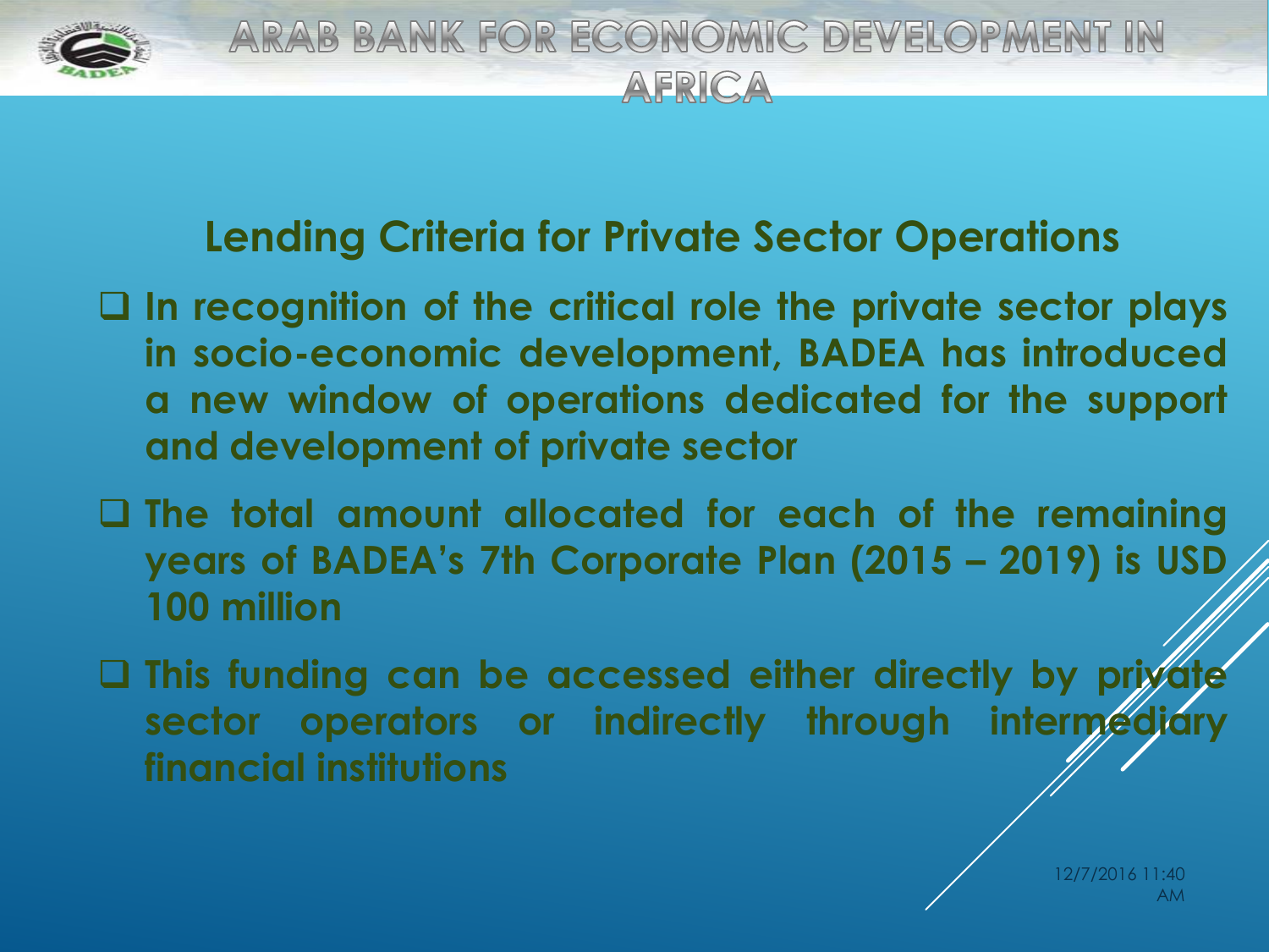# ARAB BANK FOR ECONOMIC DEVELOPMENT IN AFRICA

## Lending Criteria for Private Sector Operations

- In recognition of the critical role the private sector plays in socio-economic development, BADEA has introduced a new window of operations dedicated for the support and development of private sector
- The total amount allocated for each of the remaining years of BADEA's 7th Corporate Plan (2015 – 2019) is USD 100 million
- This funding can be accessed either directly by private sector operators or indirectly through intermediary financial institutions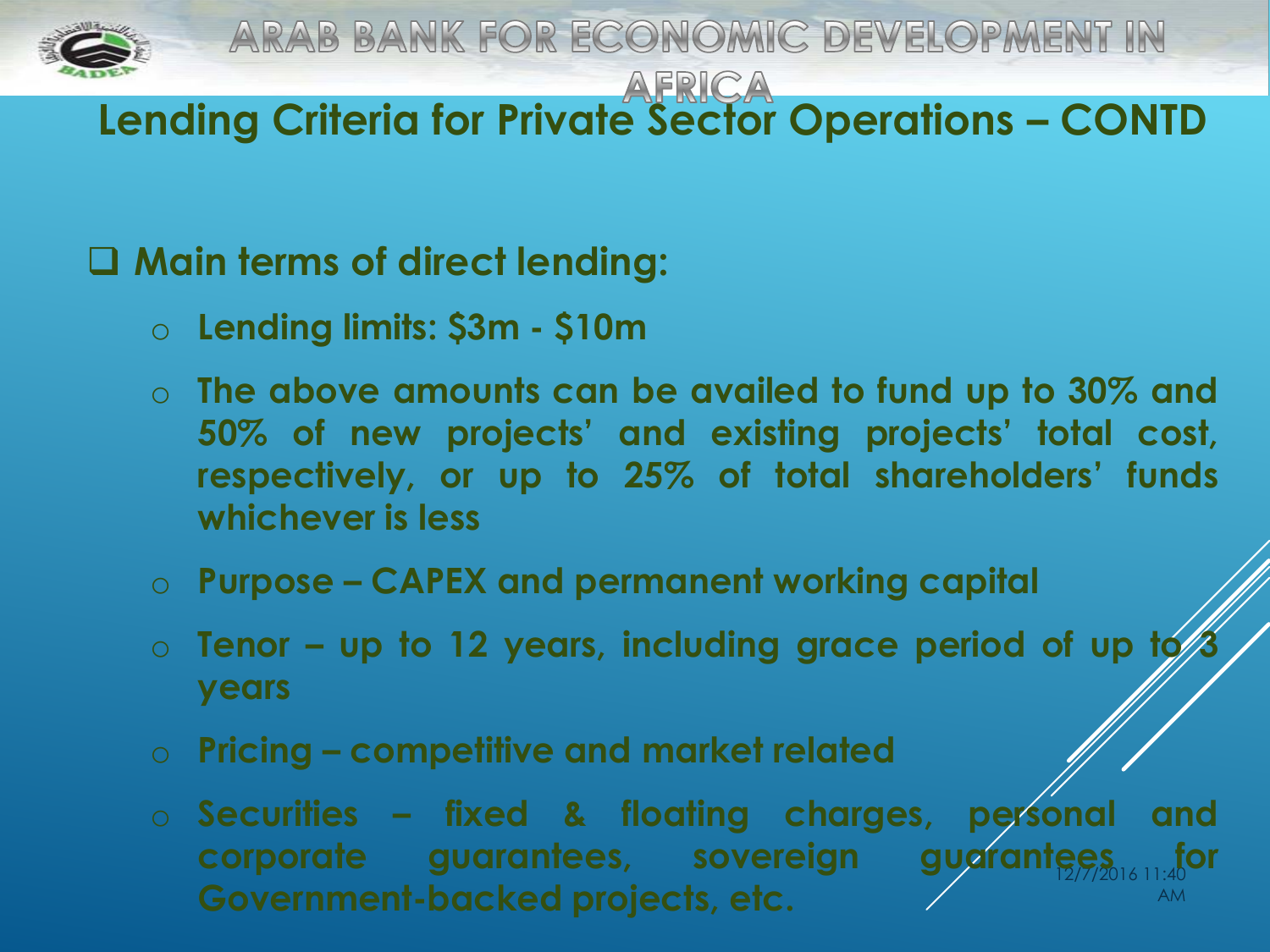## Lending Criteria for Private Sector Operations – CONTD

- **Main terms of direct lending:**
  - **Lending limits: $3m - $10m**
  - **The above amounts can be availed to fund up to 30% and 50% of new projects' and existing projects' total cost, respectively, or up to 25% of total shareholders' funds whichever is less**
  - **Purpose – CAPEX and permanent working capital**
  - **Tenor – up to 12 years, including grace period of up to 3 years**
  - **Pricing – competitive and market related**
  - **Securities – fixed & floating charges, personal and corporate guarantees, sovereign guarantees for Government-backed projects, etc.**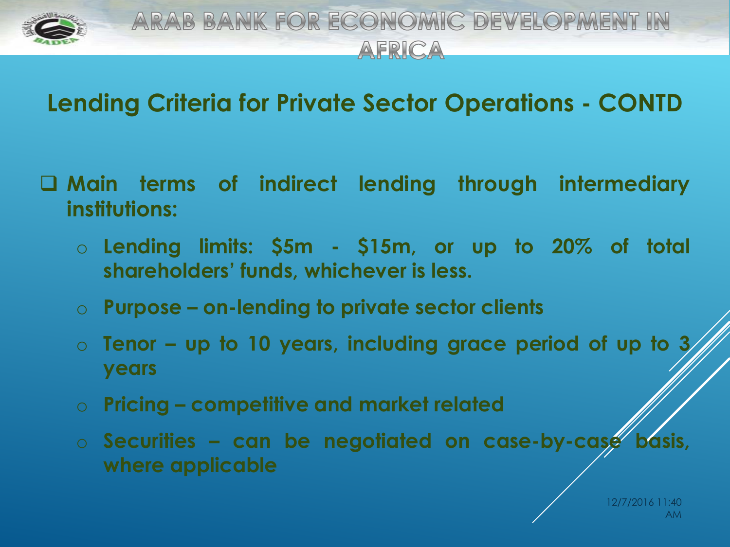## Lending Criteria for Private Sector Operations - CONTD

- **Main terms of indirect lending through intermediary institutions:**
  - **Lending limits: $5m - $15m, or up to 20% of total shareholders' funds, whichever is less.**
  - **Purpose – on-lending to private sector clients**
  - **Tenor – up to 10 years, including grace period of up to 3 years**
  - **Pricing – competitive and market related**
  - **Securities – can be negotiated on case-by-case basis, where applicable**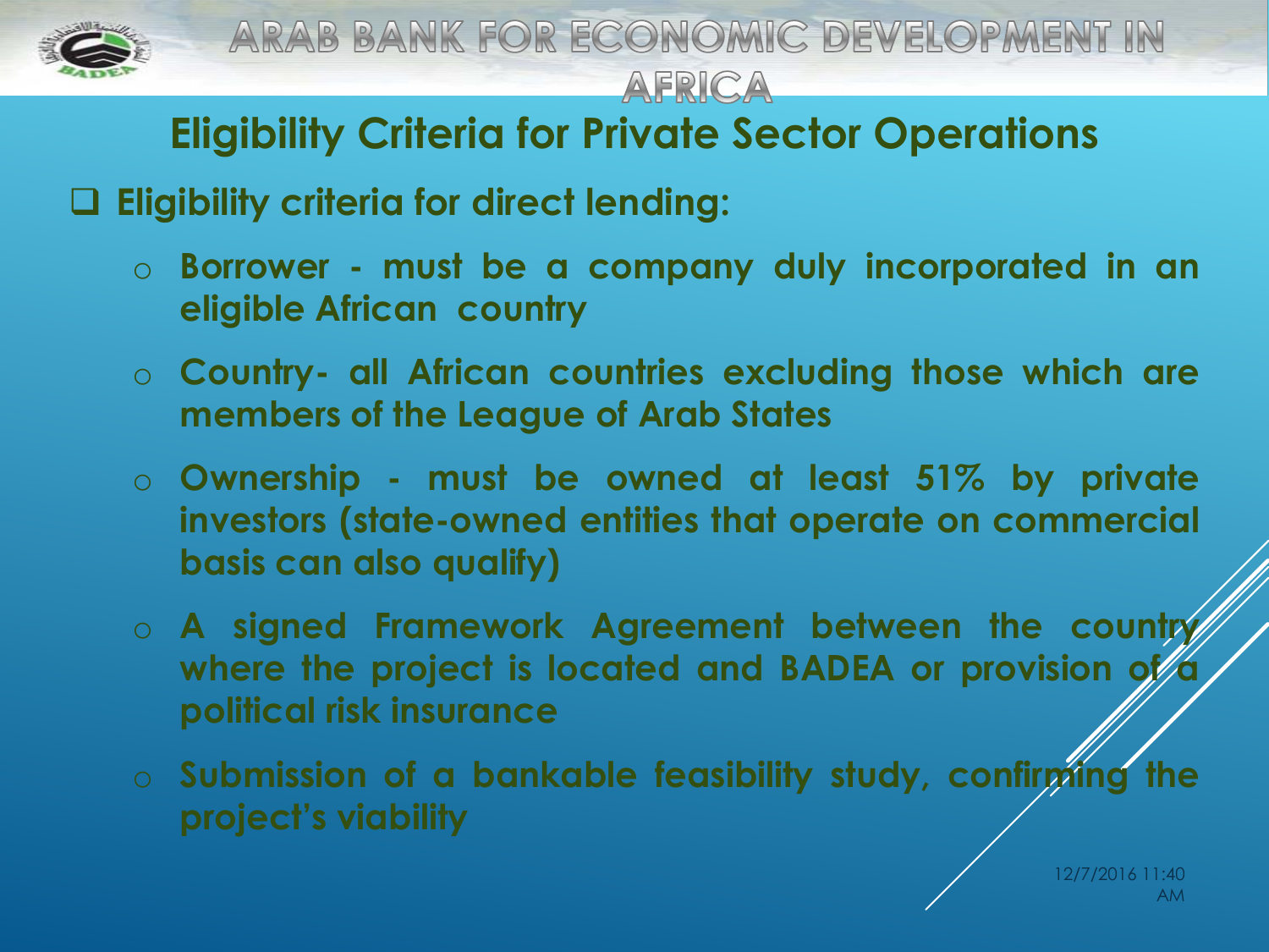# Arab Bank for Economic Development in Africa

## Eligibility Criteria for Private Sector Operations

- **Eligibility criteria for direct lending:**
  - **Borrower - must be a company duly incorporated in an eligible African country**
  - **Country- all African countries excluding those which are members of the League of Arab States**
  - **Ownership - must be owned at least 51% by private investors (state-owned entities that operate on commercial basis can also qualify)**
  - **A signed Framework Agreement between the country where the project is located and BADEA or provision of a political risk insurance**
  - **Submission of a bankable feasibility study, confirming the project's viability**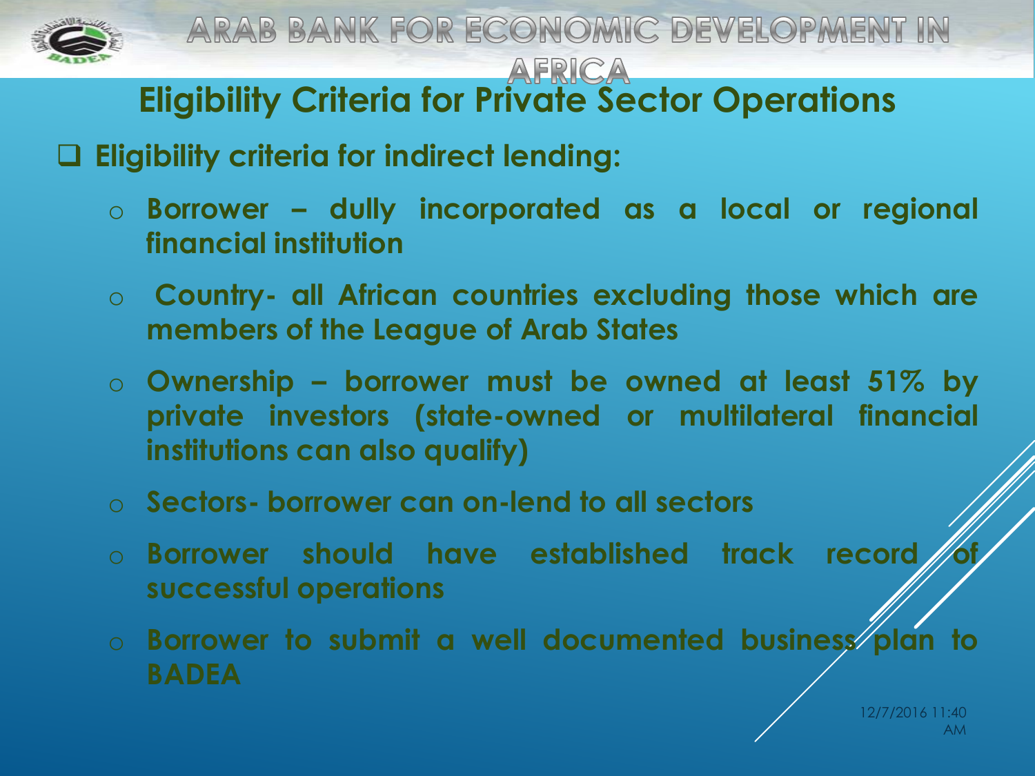# Eligibility Criteria for Private Sector Operations

- **Eligibility criteria for indirect lending:**
  - **Borrower – dully incorporated as a local or regional financial institution**
  - **Country- all African countries excluding those which are members of the League of Arab States**
  - **Ownership – borrower must be owned at least 51% by private investors (state-owned or multilateral financial institutions can also qualify)**
  - **Sectors- borrower can on-lend to all sectors**
  - **Borrower should have established track record of successful operations**
  - **Borrower to submit a well documented business plan to BADEA**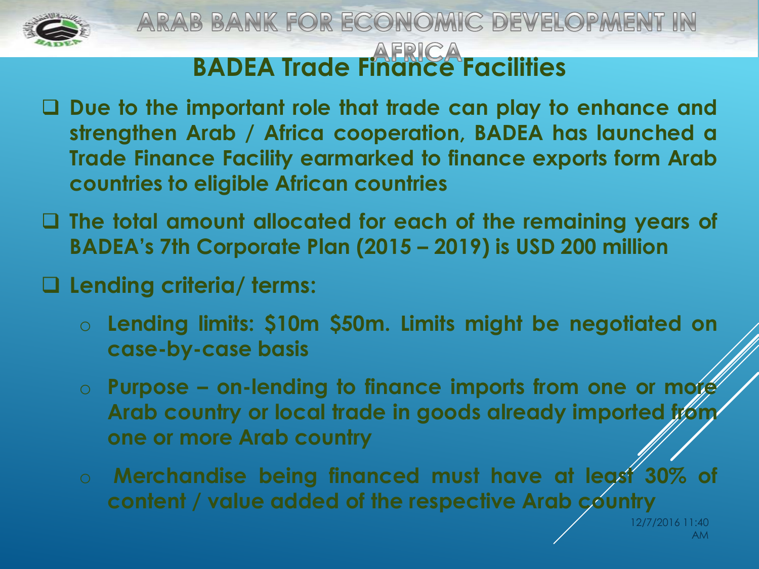# ARAB BANK FOR ECONOMIC DEVELOPMENT IN AFRICA

## BADEA Trade Finance Facilities

- **Due to the important role that trade can play to enhance and strengthen Arab / Africa cooperation, BADEA has launched a Trade Finance Facility earmarked to finance exports form Arab countries to eligible African countries**
- **The total amount allocated for each of the remaining years of BADEA's 7th Corporate Plan (2015 – 2019) is USD 200 million**
- **Lending criteria/ terms:**
  - **Lending limits: $10m $50m. Limits might be negotiated on case-by-case basis**
  - **Purpose – on-lending to finance imports from one or more Arab country or local trade in goods already imported from one or more Arab country**
  - **Merchandise being financed must have at least 30% of content / value added of the respective Arab country**

12/7/2016 11:40 AM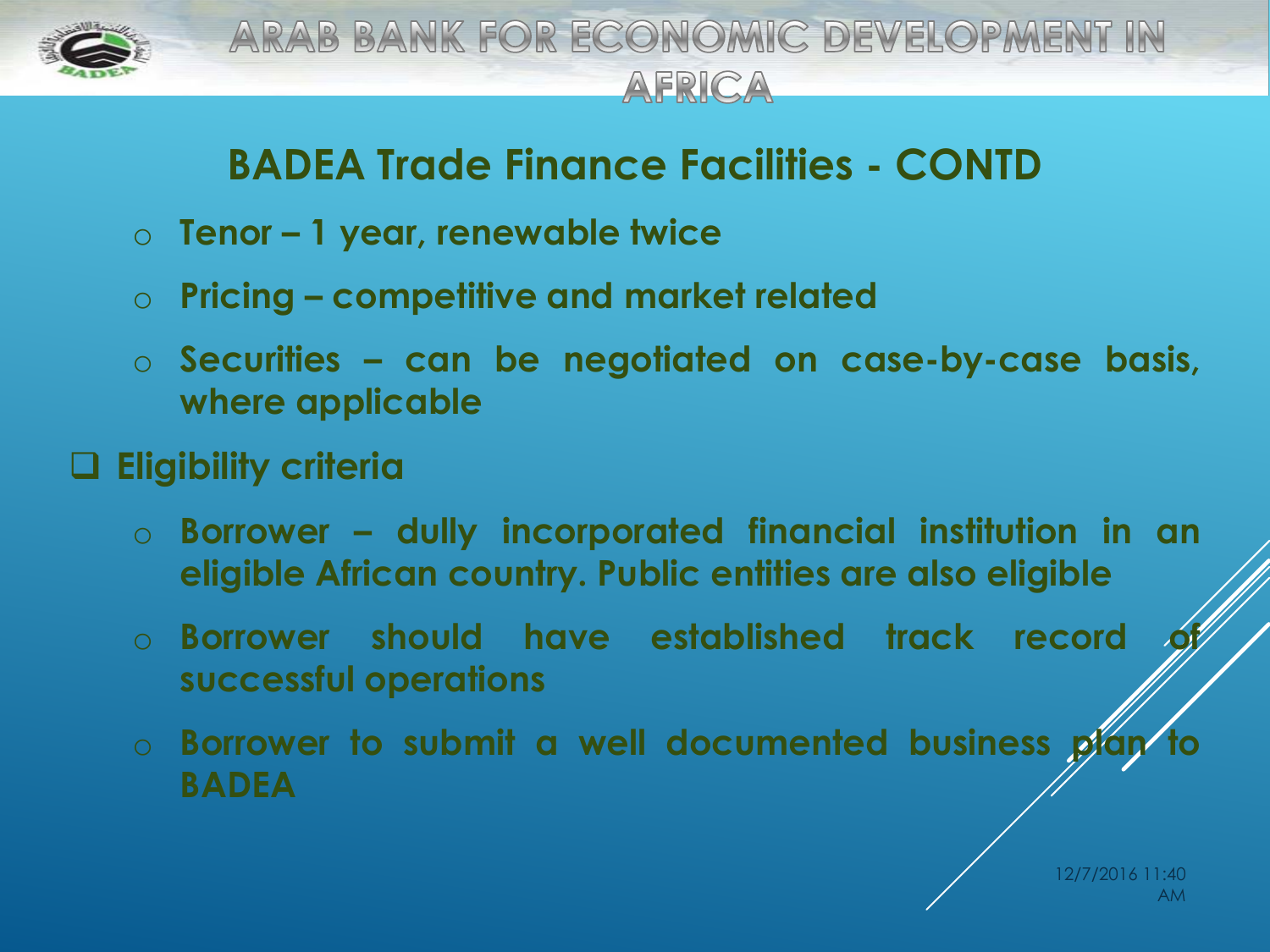## BADEA Trade Finance Facilities - CONTD

- **Tenor – 1 year, renewable twice**
- **Pricing – competitive and market related**
- **Securities – can be negotiated on case-by-case basis, where applicable**

**Eligibility criteria**

- **Borrower – dully incorporated financial institution in an eligible African country. Public entities are also eligible**
- **Borrower should have established track record of successful operations**
- **Borrower to submit a well documented business plan to BADEA**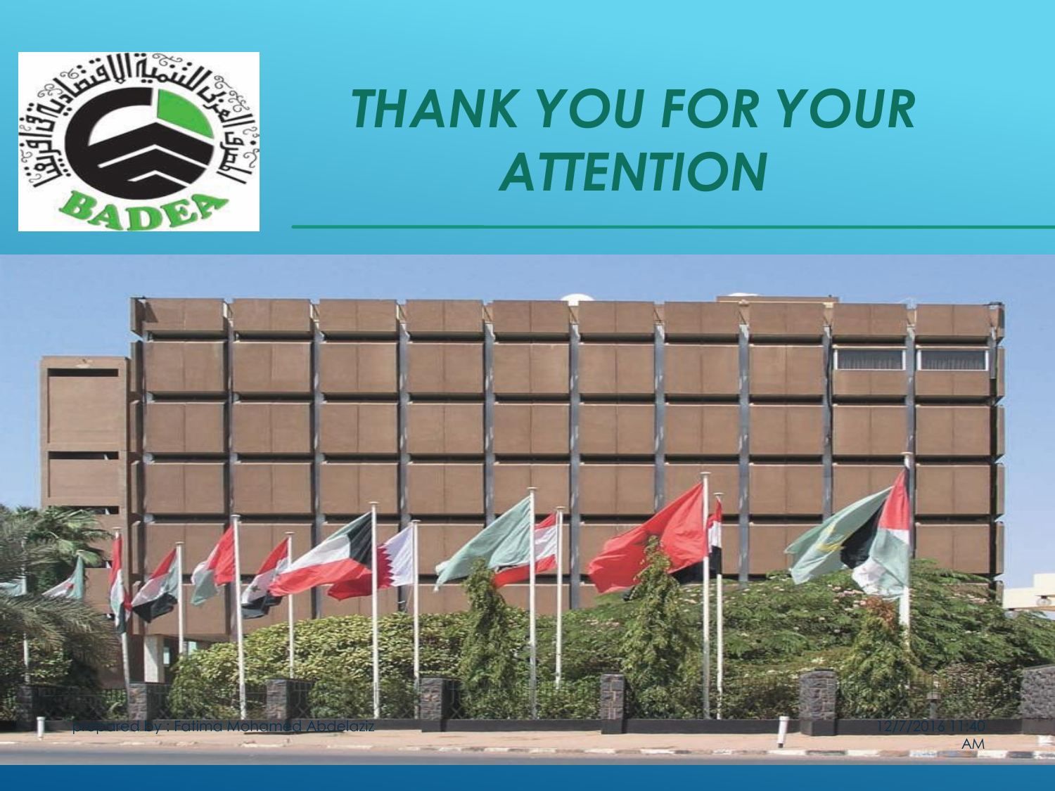# *THANK YOU FOR YOUR ATTENTION*